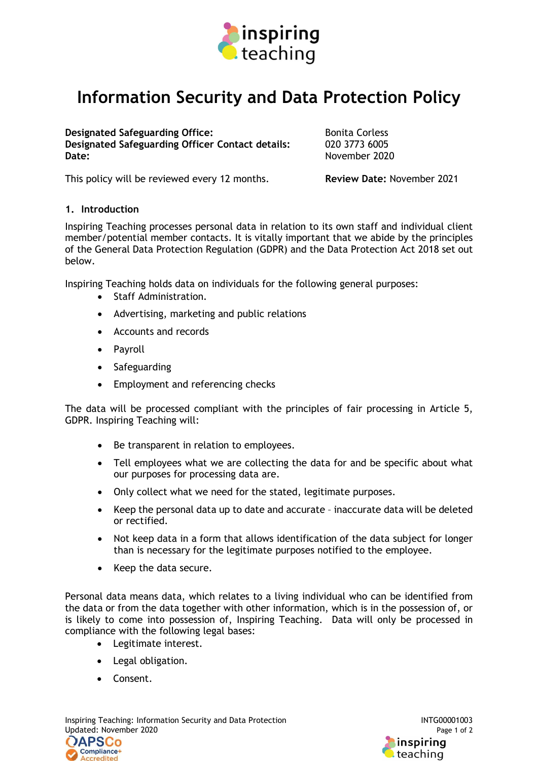# Information Security and Data Protection Policy

| | |
|---|---|
| **Designated Safeguarding Office:** | Bonita Corless |
| **Designated Safeguarding Officer Contact details:** | 020 3773 6005 |
| **Date:** | November 2020 |

This policy will be reviewed every 12 months. **Review Date:** November 2021

## 1. Introduction

Inspiring Teaching processes personal data in relation to its own staff and individual client member/potential member contacts. It is vitally important that we abide by the principles of the General Data Protection Regulation (GDPR) and the Data Protection Act 2018 set out below.

Inspiring Teaching holds data on individuals for the following general purposes:

- Staff Administration.
- Advertising, marketing and public relations
- Accounts and records
- Payroll
- Safeguarding
- Employment and referencing checks

The data will be processed compliant with the principles of fair processing in Article 5, GDPR. Inspiring Teaching will:

- Be transparent in relation to employees.
- Tell employees what we are collecting the data for and be specific about what our purposes for processing data are.
- Only collect what we need for the stated, legitimate purposes.
- Keep the personal data up to date and accurate – inaccurate data will be deleted or rectified.
- Not keep data in a form that allows identification of the data subject for longer than is necessary for the legitimate purposes notified to the employee.
- Keep the data secure.

Personal data means data, which relates to a living individual who can be identified from the data or from the data together with other information, which is in the possession of, or is likely to come into possession of, Inspiring Teaching. Data will only be processed in compliance with the following legal bases:

- Legitimate interest.
- Legal obligation.
- Consent.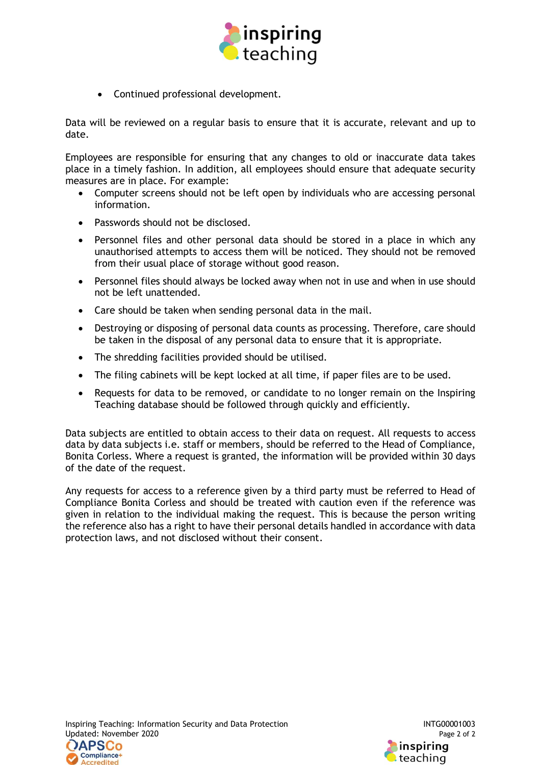- Continued professional development.

Data will be reviewed on a regular basis to ensure that it is accurate, relevant and up to date.

Employees are responsible for ensuring that any changes to old or inaccurate data takes place in a timely fashion. In addition, all employees should ensure that adequate security measures are in place. For example:

- Computer screens should not be left open by individuals who are accessing personal information.
- Passwords should not be disclosed.
- Personnel files and other personal data should be stored in a place in which any unauthorised attempts to access them will be noticed. They should not be removed from their usual place of storage without good reason.
- Personnel files should always be locked away when not in use and when in use should not be left unattended.
- Care should be taken when sending personal data in the mail.
- Destroying or disposing of personal data counts as processing. Therefore, care should be taken in the disposal of any personal data to ensure that it is appropriate.
- The shredding facilities provided should be utilised.
- The filing cabinets will be kept locked at all time, if paper files are to be used.
- Requests for data to be removed, or candidate to no longer remain on the Inspiring Teaching database should be followed through quickly and efficiently.

Data subjects are entitled to obtain access to their data on request. All requests to access data by data subjects i.e. staff or members, should be referred to the Head of Compliance, Bonita Corless. Where a request is granted, the information will be provided within 30 days of the date of the request.

Any requests for access to a reference given by a third party must be referred to Head of Compliance Bonita Corless and should be treated with caution even if the reference was given in relation to the individual making the request. This is because the person writing the reference also has a right to have their personal details handled in accordance with data protection laws, and not disclosed without their consent.